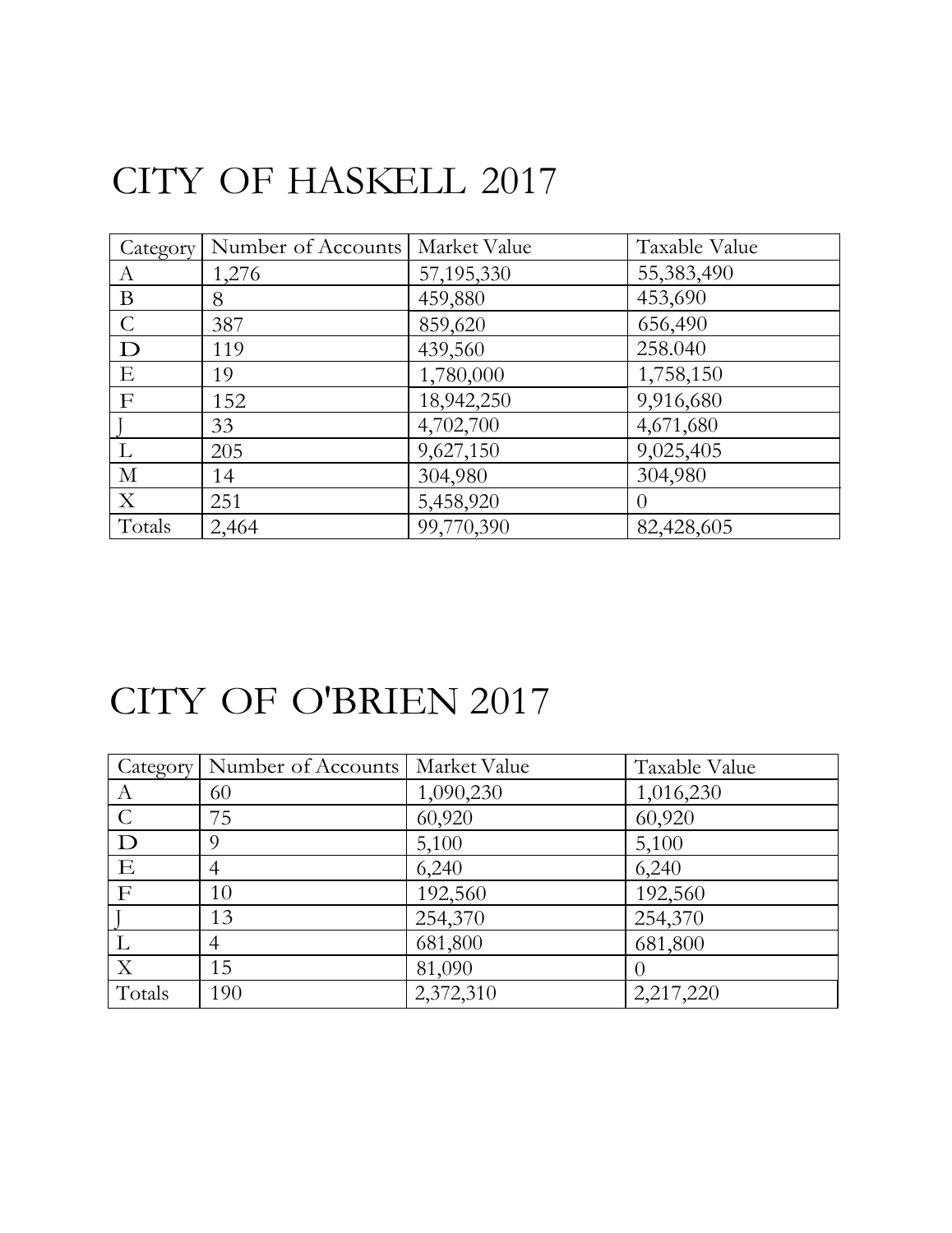# CITY OF HASKELL 2017

| Category | Number of Accounts | Market Value | Taxable Value |
|---|---|---|---|
| A | 1,276 | 57,195,330 | 55,383,490 |
| B | 8 | 459,880 | 453,690 |
| C | 387 | 859,620 | 656,490 |
| D | 119 | 439,560 | 258.040 |
| E | 19 | 1,780,000 | 1,758,150 |
| F | 152 | 18,942,250 | 9,916,680 |
| J | 33 | 4,702,700 | 4,671,680 |
| L | 205 | 9,627,150 | 9,025,405 |
| M | 14 | 304,980 | 304,980 |
| X | 251 | 5,458,920 | 0 |
| Totals | 2,464 | 99,770,390 | 82,428,605 |

# CITY OF O'BRIEN 2017

| Category | Number of Accounts | Market Value | Taxable Value |
|---|---|---|---|
| A | 60 | 1,090,230 | 1,016,230 |
| C | 75 | 60,920 | 60,920 |
| D | 9 | 5,100 | 5,100 |
| E | 4 | 6,240 | 6,240 |
| F | 10 | 192,560 | 192,560 |
| J | 13 | 254,370 | 254,370 |
| L | 4 | 681,800 | 681,800 |
| X | 15 | 81,090 | 0 |
| Totals | 190 | 2,372,310 | 2,217,220 |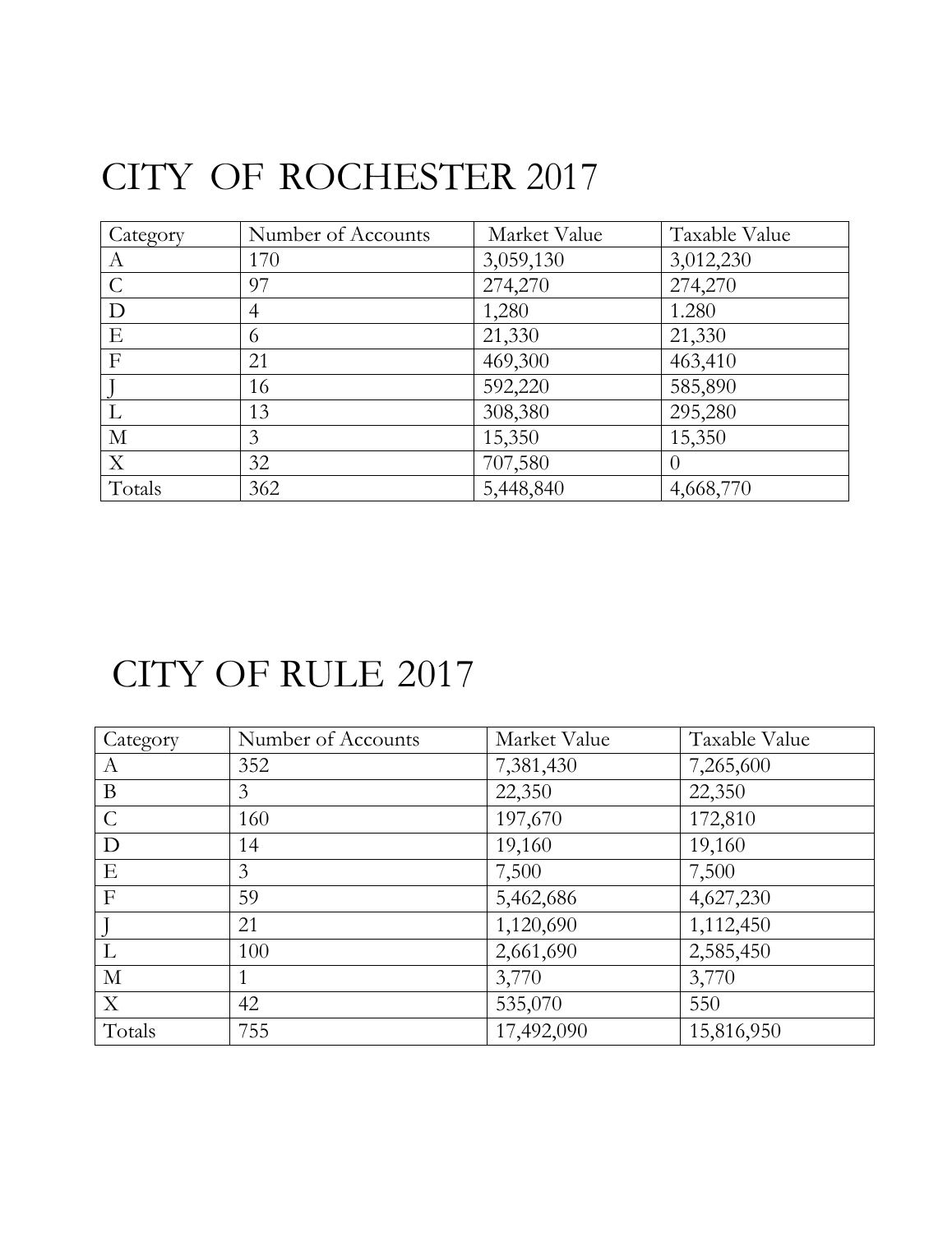# CITY OF ROCHESTER 2017

| Category | Number of Accounts | Market Value | Taxable Value |
|---|---|---|---|
| A | 170 | 3,059,130 | 3,012,230 |
| C | 97 | 274,270 | 274,270 |
| D | 4 | 1,280 | 1.280 |
| E | 6 | 21,330 | 21,330 |
| F | 21 | 469,300 | 463,410 |
| J | 16 | 592,220 | 585,890 |
| L | 13 | 308,380 | 295,280 |
| M | 3 | 15,350 | 15,350 |
| X | 32 | 707,580 | 0 |
| Totals | 362 | 5,448,840 | 4,668,770 |

# CITY OF RULE 2017

| Category | Number of Accounts | Market Value | Taxable Value |
|---|---|---|---|
| A | 352 | 7,381,430 | 7,265,600 |
| B | 3 | 22,350 | 22,350 |
| C | 160 | 197,670 | 172,810 |
| D | 14 | 19,160 | 19,160 |
| E | 3 | 7,500 | 7,500 |
| F | 59 | 5,462,686 | 4,627,230 |
| J | 21 | 1,120,690 | 1,112,450 |
| L | 100 | 2,661,690 | 2,585,450 |
| M | 1 | 3,770 | 3,770 |
| X | 42 | 535,070 | 550 |
| Totals | 755 | 17,492,090 | 15,816,950 |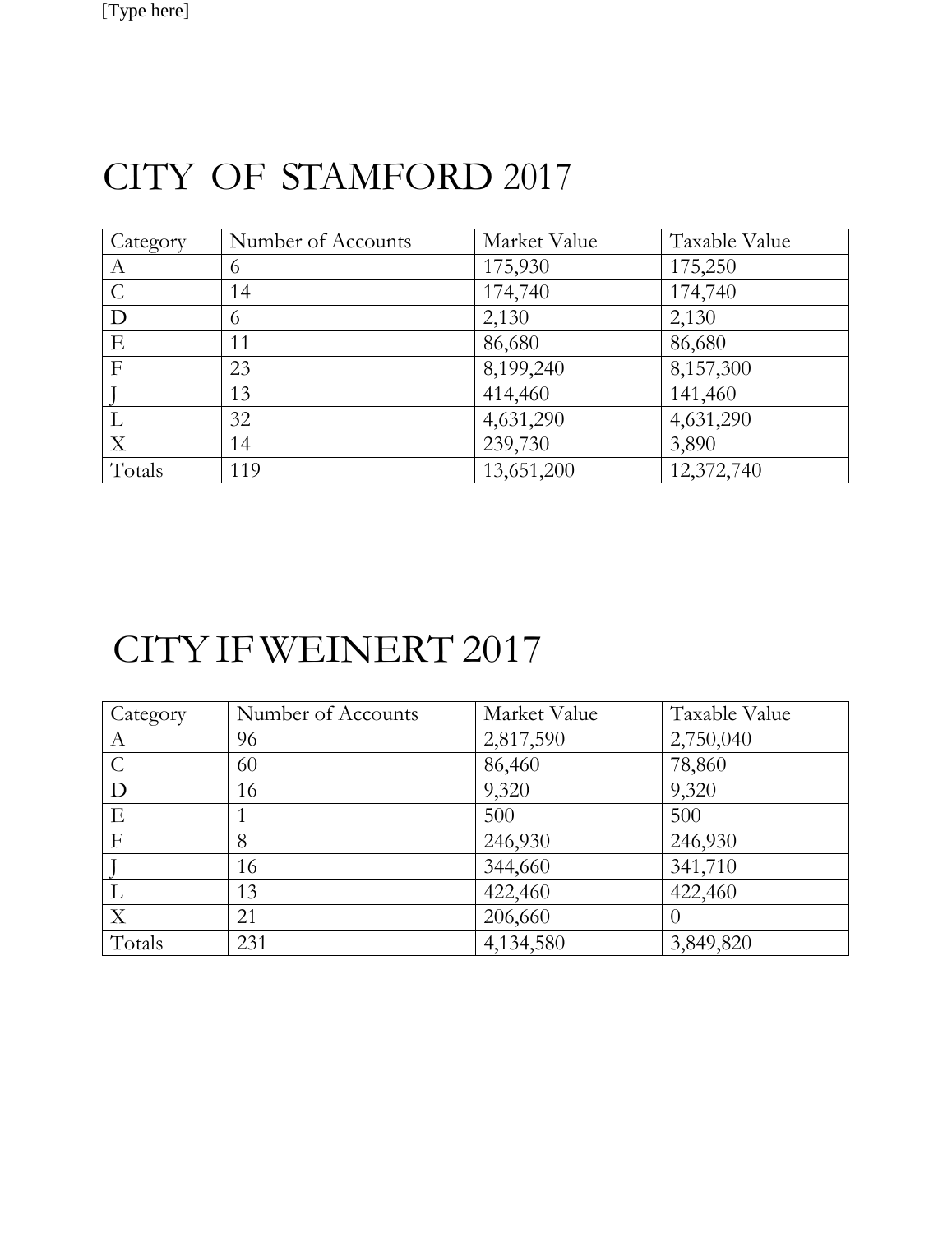# CITY OF STAMFORD 2017

| Category | Number of Accounts | Market Value | Taxable Value |
|---|---|---|---|
| A | 6 | 175,930 | 175,250 |
| C | 14 | 174,740 | 174,740 |
| D | 6 | 2,130 | 2,130 |
| E | 11 | 86,680 | 86,680 |
| F | 23 | 8,199,240 | 8,157,300 |
| J | 13 | 414,460 | 141,460 |
| L | 32 | 4,631,290 | 4,631,290 |
| X | 14 | 239,730 | 3,890 |
| Totals | 119 | 13,651,200 | 12,372,740 |

# CITY IF WEINERT 2017

| Category | Number of Accounts | Market Value | Taxable Value |
|---|---|---|---|
| A | 96 | 2,817,590 | 2,750,040 |
| C | 60 | 86,460 | 78,860 |
| D | 16 | 9,320 | 9,320 |
| E | 1 | 500 | 500 |
| F | 8 | 246,930 | 246,930 |
| J | 16 | 344,660 | 341,710 |
| L | 13 | 422,460 | 422,460 |
| X | 21 | 206,660 | 0 |
| Totals | 231 | 4,134,580 | 3,849,820 |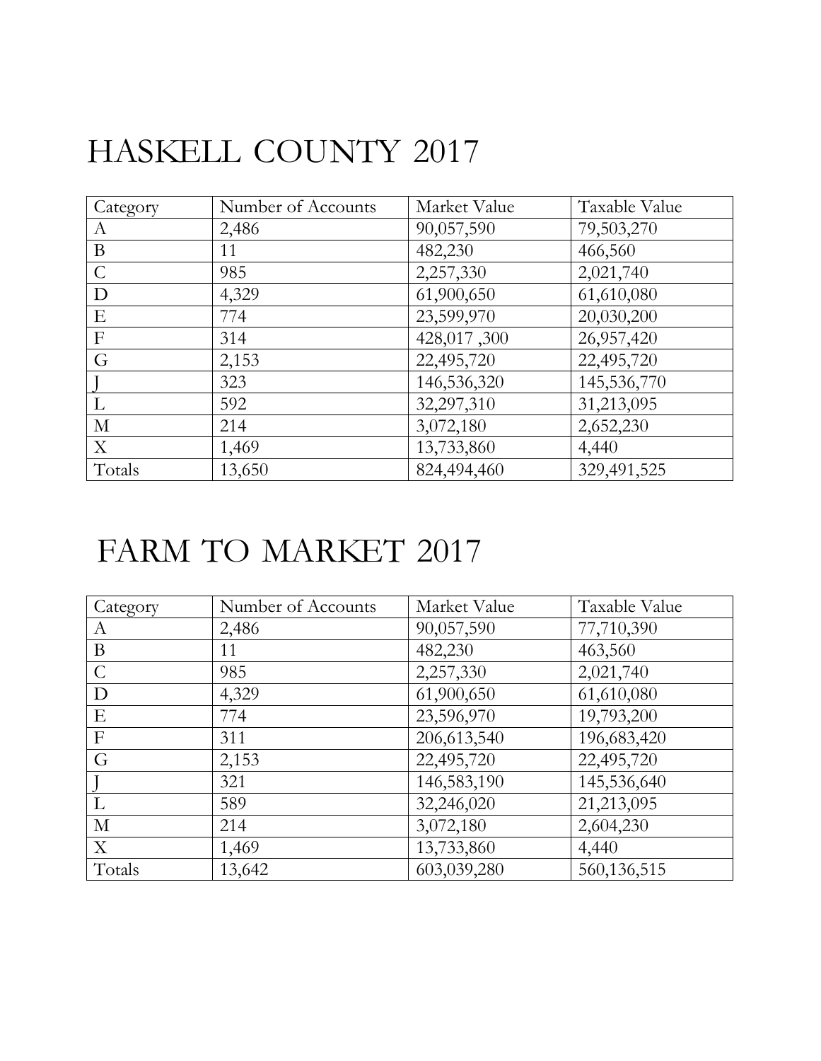# HASKELL COUNTY 2017

| Category | Number of Accounts | Market Value | Taxable Value |
|---|---|---|---|
| A | 2,486 | 90,057,590 | 79,503,270 |
| B | 11 | 482,230 | 466,560 |
| C | 985 | 2,257,330 | 2,021,740 |
| D | 4,329 | 61,900,650 | 61,610,080 |
| E | 774 | 23,599,970 | 20,030,200 |
| F | 314 | 428,017 ,300 | 26,957,420 |
| G | 2,153 | 22,495,720 | 22,495,720 |
| J | 323 | 146,536,320 | 145,536,770 |
| L | 592 | 32,297,310 | 31,213,095 |
| M | 214 | 3,072,180 | 2,652,230 |
| X | 1,469 | 13,733,860 | 4,440 |
| Totals | 13,650 | 824,494,460 | 329,491,525 |

# FARM TO MARKET 2017

| Category | Number of Accounts | Market Value | Taxable Value |
|---|---|---|---|
| A | 2,486 | 90,057,590 | 77,710,390 |
| B | 11 | 482,230 | 463,560 |
| C | 985 | 2,257,330 | 2,021,740 |
| D | 4,329 | 61,900,650 | 61,610,080 |
| E | 774 | 23,596,970 | 19,793,200 |
| F | 311 | 206,613,540 | 196,683,420 |
| G | 2,153 | 22,495,720 | 22,495,720 |
| J | 321 | 146,583,190 | 145,536,640 |
| L | 589 | 32,246,020 | 21,213,095 |
| M | 214 | 3,072,180 | 2,604,230 |
| X | 1,469 | 13,733,860 | 4,440 |
| Totals | 13,642 | 603,039,280 | 560,136,515 |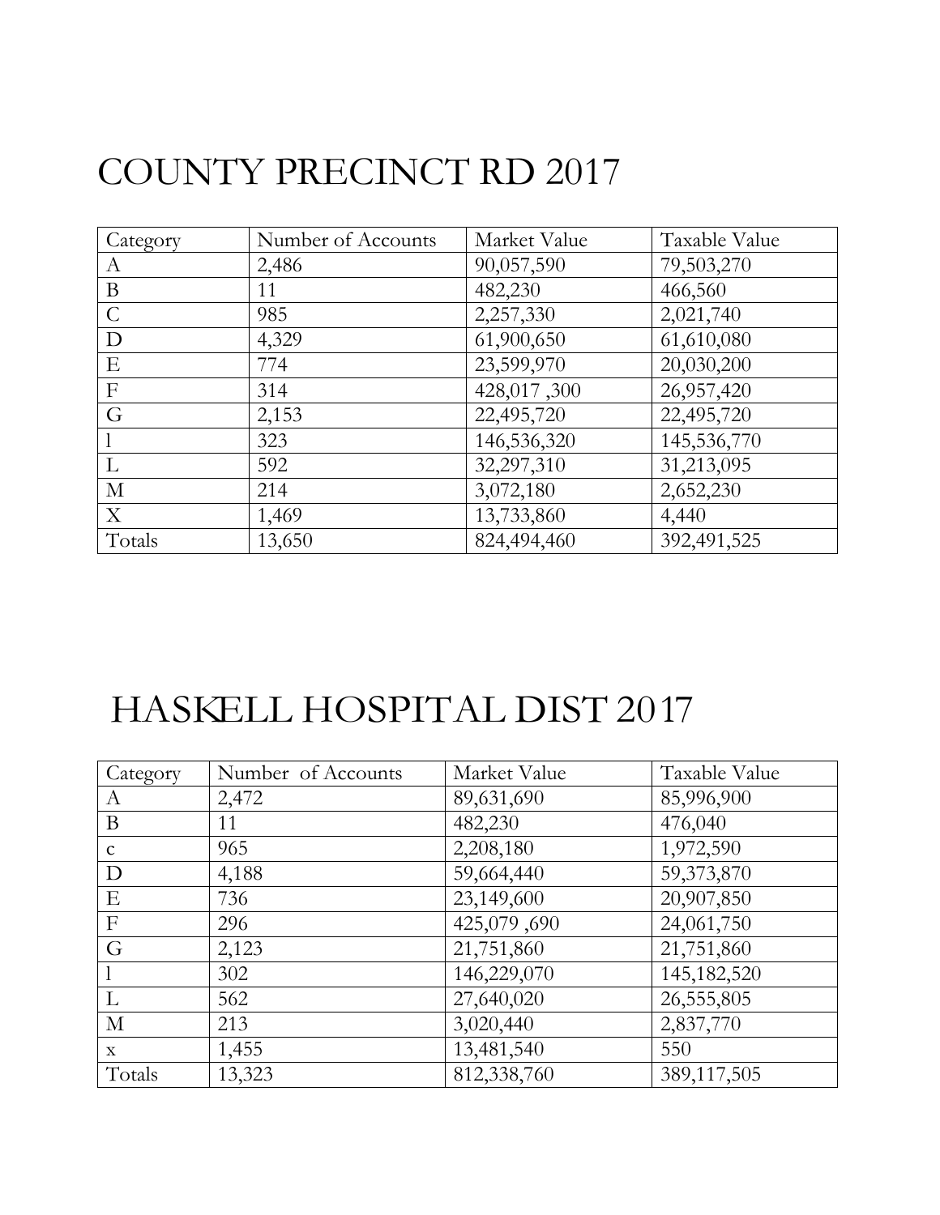# COUNTY PRECINCT RD 2017

| Category | Number of Accounts | Market Value | Taxable Value |
|---|---|---|---|
| A | 2,486 | 90,057,590 | 79,503,270 |
| B | 11 | 482,230 | 466,560 |
| C | 985 | 2,257,330 | 2,021,740 |
| D | 4,329 | 61,900,650 | 61,610,080 |
| E | 774 | 23,599,970 | 20,030,200 |
| F | 314 | 428,017 ,300 | 26,957,420 |
| G | 2,153 | 22,495,720 | 22,495,720 |
| l | 323 | 146,536,320 | 145,536,770 |
| L | 592 | 32,297,310 | 31,213,095 |
| M | 214 | 3,072,180 | 2,652,230 |
| X | 1,469 | 13,733,860 | 4,440 |
| Totals | 13,650 | 824,494,460 | 392,491,525 |

# HASKELL HOSPITAL DIST 2017

| Category | Number of Accounts | Market Value | Taxable Value |
|---|---|---|---|
| A | 2,472 | 89,631,690 | 85,996,900 |
| B | 11 | 482,230 | 476,040 |
| c | 965 | 2,208,180 | 1,972,590 |
| D | 4,188 | 59,664,440 | 59,373,870 |
| E | 736 | 23,149,600 | 20,907,850 |
| F | 296 | 425,079 ,690 | 24,061,750 |
| G | 2,123 | 21,751,860 | 21,751,860 |
| l | 302 | 146,229,070 | 145,182,520 |
| L | 562 | 27,640,020 | 26,555,805 |
| M | 213 | 3,020,440 | 2,837,770 |
| x | 1,455 | 13,481,540 | 550 |
| Totals | 13,323 | 812,338,760 | 389,117,505 |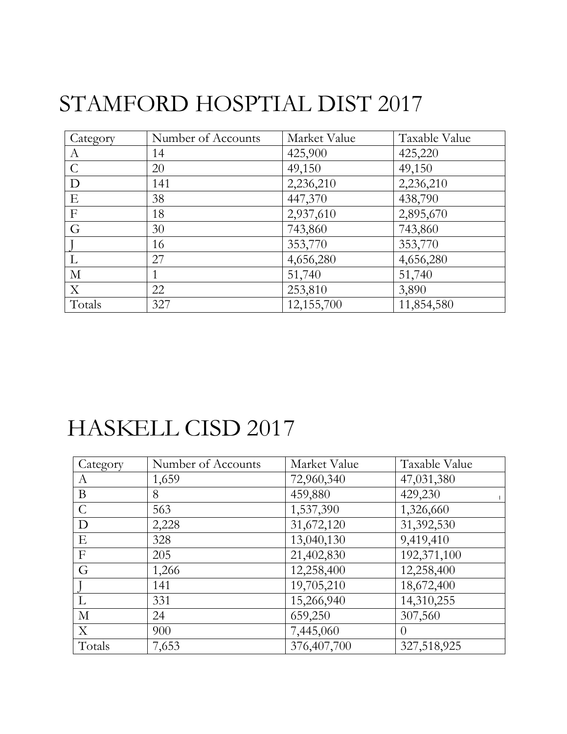# STAMFORD HOSPTIAL DIST 2017

| Category | Number of Accounts | Market Value | Taxable Value |
|---|---|---|---|
| A | 14 | 425,900 | 425,220 |
| C | 20 | 49,150 | 49,150 |
| D | 141 | 2,236,210 | 2,236,210 |
| E | 38 | 447,370 | 438,790 |
| F | 18 | 2,937,610 | 2,895,670 |
| G | 30 | 743,860 | 743,860 |
| J | 16 | 353,770 | 353,770 |
| L | 27 | 4,656,280 | 4,656,280 |
| M | 1 | 51,740 | 51,740 |
| X | 22 | 253,810 | 3,890 |
| Totals | 327 | 12,155,700 | 11,854,580 |

# HASKELL CISD 2017

| Category | Number of Accounts | Market Value | Taxable Value |
|---|---|---|---|
| A | 1,659 | 72,960,340 | 47,031,380 |
| B | 8 | 459,880 | 429,230 |
| C | 563 | 1,537,390 | 1,326,660 |
| D | 2,228 | 31,672,120 | 31,392,530 |
| E | 328 | 13,040,130 | 9,419,410 |
| F | 205 | 21,402,830 | 192,371,100 |
| G | 1,266 | 12,258,400 | 12,258,400 |
| J | 141 | 19,705,210 | 18,672,400 |
| L | 331 | 15,266,940 | 14,310,255 |
| M | 24 | 659,250 | 307,560 |
| X | 900 | 7,445,060 | 0 |
| Totals | 7,653 | 376,407,700 | 327,518,925 |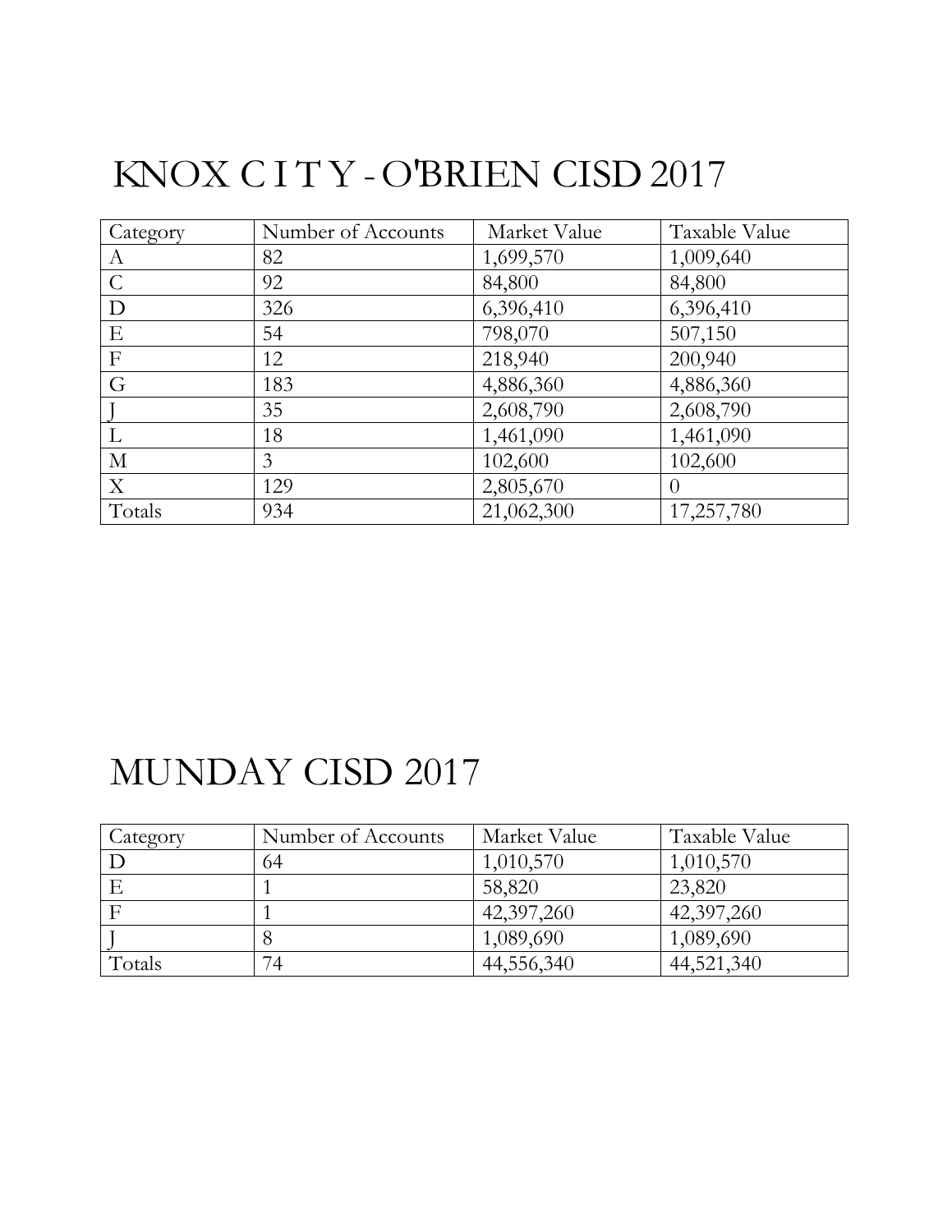# KNOX CITY - O'BRIEN CISD 2017

| Category | Number of Accounts | Market Value | Taxable Value |
|---|---|---|---|
| A | 82 | 1,699,570 | 1,009,640 |
| C | 92 | 84,800 | 84,800 |
| D | 326 | 6,396,410 | 6,396,410 |
| E | 54 | 798,070 | 507,150 |
| F | 12 | 218,940 | 200,940 |
| G | 183 | 4,886,360 | 4,886,360 |
| J | 35 | 2,608,790 | 2,608,790 |
| L | 18 | 1,461,090 | 1,461,090 |
| M | 3 | 102,600 | 102,600 |
| X | 129 | 2,805,670 | 0 |
| Totals | 934 | 21,062,300 | 17,257,780 |

# MUNDAY CISD 2017

| Category | Number of Accounts | Market Value | Taxable Value |
|---|---|---|---|
| D | 64 | 1,010,570 | 1,010,570 |
| E | 1 | 58,820 | 23,820 |
| F | 1 | 42,397,260 | 42,397,260 |
| J | 8 | 1,089,690 | 1,089,690 |
| Totals | 74 | 44,556,340 | 44,521,340 |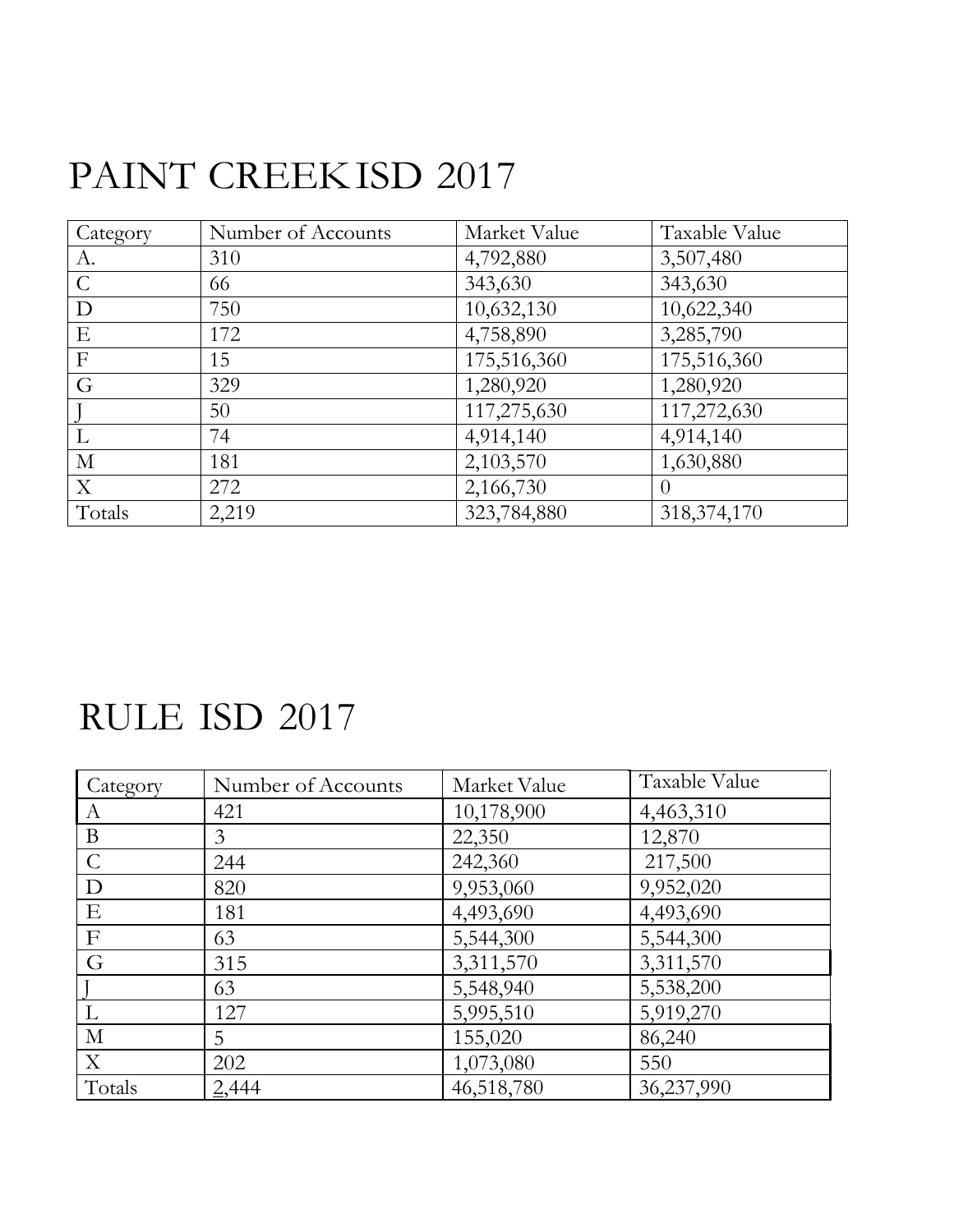# PAINT CREEKISD 2017

| Category | Number of Accounts | Market Value | Taxable Value |
|---|---|---|---|
| A. | 310 | 4,792,880 | 3,507,480 |
| C | 66 | 343,630 | 343,630 |
| D | 750 | 10,632,130 | 10,622,340 |
| E | 172 | 4,758,890 | 3,285,790 |
| F | 15 | 175,516,360 | 175,516,360 |
| G | 329 | 1,280,920 | 1,280,920 |
| J | 50 | 117,275,630 | 117,272,630 |
| L | 74 | 4,914,140 | 4,914,140 |
| M | 181 | 2,103,570 | 1,630,880 |
| X | 272 | 2,166,730 | 0 |
| Totals | 2,219 | 323,784,880 | 318,374,170 |

# RULE ISD 2017

| Category | Number of Accounts | Market Value | Taxable Value |
|---|---|---|---|
| A | 421 | 10,178,900 | 4,463,310 |
| B | 3 | 22,350 | 12,870 |
| C | 244 | 242,360 | 217,500 |
| D | 820 | 9,953,060 | 9,952,020 |
| E | 181 | 4,493,690 | 4,493,690 |
| F | 63 | 5,544,300 | 5,544,300 |
| G | 315 | 3,311,570 | 3,311,570 |
| J | 63 | 5,548,940 | 5,538,200 |
| L | 127 | 5,995,510 | 5,919,270 |
| M | 5 | 155,020 | 86,240 |
| X | 202 | 1,073,080 | 550 |
| Totals | 2,444 | 46,518,780 | 36,237,990 |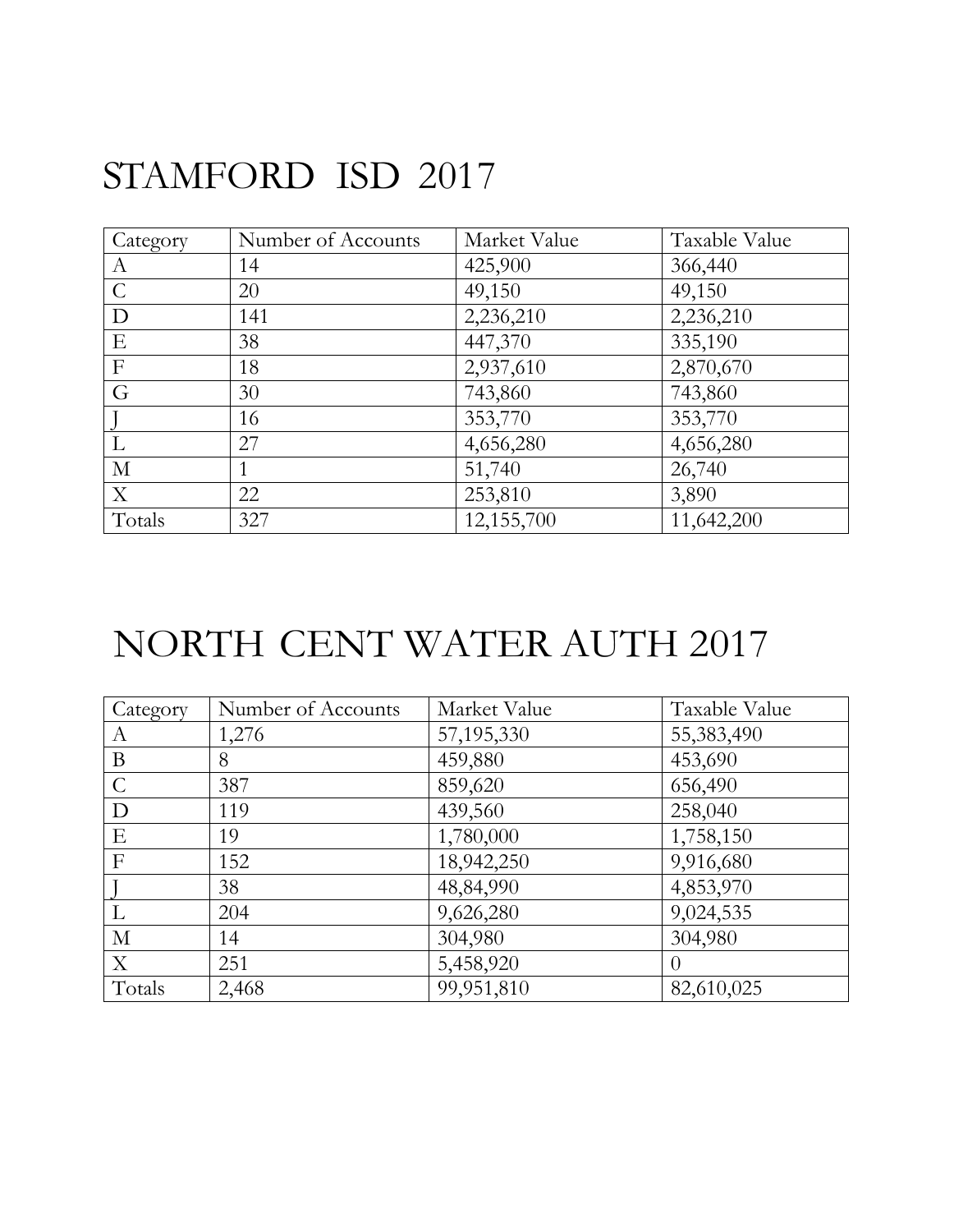# STAMFORD ISD 2017

| Category | Number of Accounts | Market Value | Taxable Value |
|---|---|---|---|
| A | 14 | 425,900 | 366,440 |
| C | 20 | 49,150 | 49,150 |
| D | 141 | 2,236,210 | 2,236,210 |
| E | 38 | 447,370 | 335,190 |
| F | 18 | 2,937,610 | 2,870,670 |
| G | 30 | 743,860 | 743,860 |
| J | 16 | 353,770 | 353,770 |
| L | 27 | 4,656,280 | 4,656,280 |
| M | 1 | 51,740 | 26,740 |
| X | 22 | 253,810 | 3,890 |
| Totals | 327 | 12,155,700 | 11,642,200 |

# NORTH CENT WATER AUTH 2017

| Category | Number of Accounts | Market Value | Taxable Value |
|---|---|---|---|
| A | 1,276 | 57,195,330 | 55,383,490 |
| B | 8 | 459,880 | 453,690 |
| C | 387 | 859,620 | 656,490 |
| D | 119 | 439,560 | 258,040 |
| E | 19 | 1,780,000 | 1,758,150 |
| F | 152 | 18,942,250 | 9,916,680 |
| J | 38 | 48,84,990 | 4,853,970 |
| L | 204 | 9,626,280 | 9,024,535 |
| M | 14 | 304,980 | 304,980 |
| X | 251 | 5,458,920 | 0 |
| Totals | 2,468 | 99,951,810 | 82,610,025 |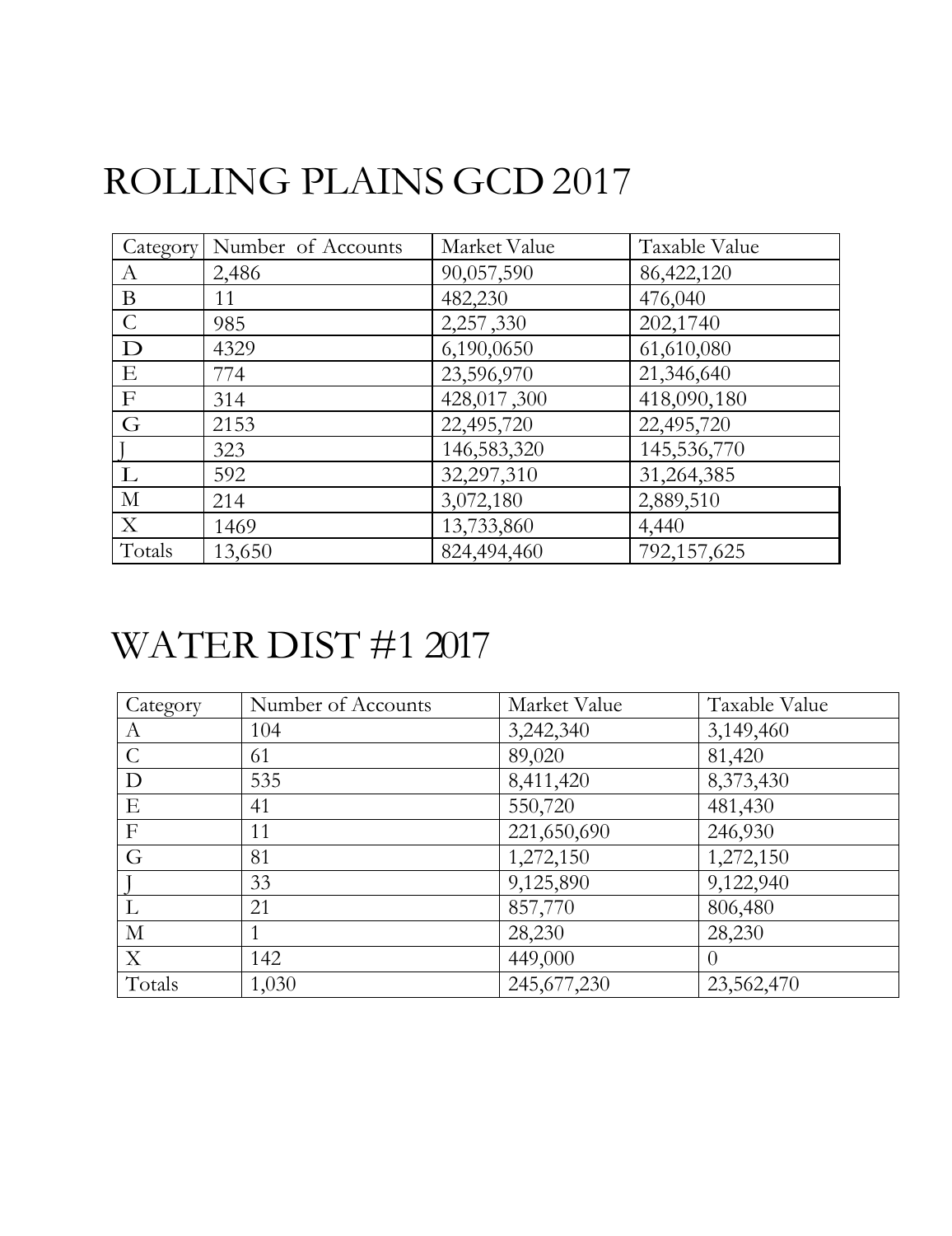# ROLLING PLAINS GCD 2017

| Category | Number of Accounts | Market Value | Taxable Value |
|---|---|---|---|
| A | 2,486 | 90,057,590 | 86,422,120 |
| B | 11 | 482,230 | 476,040 |
| C | 985 | 2,257 ,330 | 202,1740 |
| D | 4329 | 6,190,0650 | 61,610,080 |
| E | 774 | 23,596,970 | 21,346,640 |
| F | 314 | 428,017 ,300 | 418,090,180 |
| G | 2153 | 22,495,720 | 22,495,720 |
| J | 323 | 146,583,320 | 145,536,770 |
| L | 592 | 32,297,310 | 31,264,385 |
| M | 214 | 3,072,180 | 2,889,510 |
| X | 1469 | 13,733,860 | 4,440 |
| Totals | 13,650 | 824,494,460 | 792,157,625 |

# WATER DIST #1 2017

| Category | Number of Accounts | Market Value | Taxable Value |
|---|---|---|---|
| A | 104 | 3,242,340 | 3,149,460 |
| C | 61 | 89,020 | 81,420 |
| D | 535 | 8,411,420 | 8,373,430 |
| E | 41 | 550,720 | 481,430 |
| F | 11 | 221,650,690 | 246,930 |
| G | 81 | 1,272,150 | 1,272,150 |
| J | 33 | 9,125,890 | 9,122,940 |
| L | 21 | 857,770 | 806,480 |
| M | 1 | 28,230 | 28,230 |
| X | 142 | 449,000 | 0 |
| Totals | 1,030 | 245,677,230 | 23,562,470 |